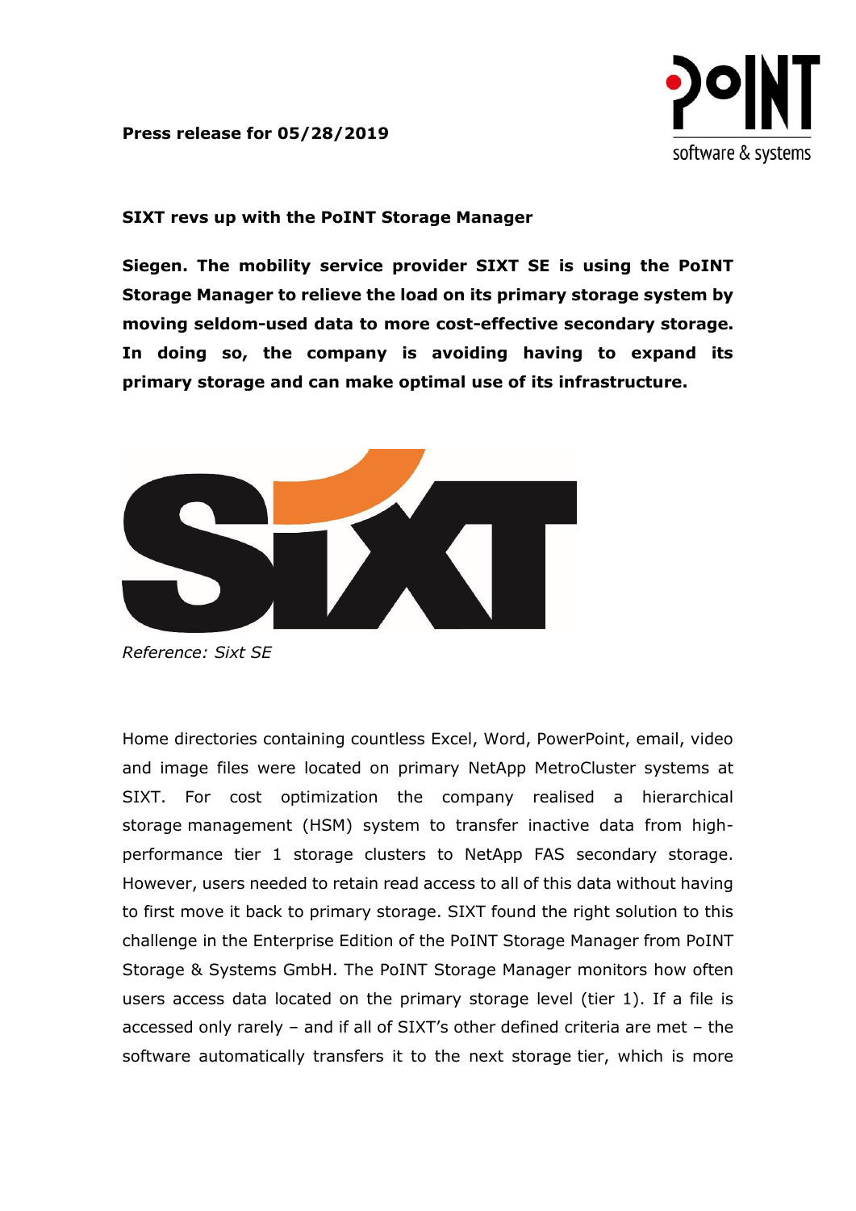**Press release for 05/28/2019**

**SIXT revs up with the PoINT Storage Manager**

**Siegen. The mobility service provider SIXT SE is using the PoINT Storage Manager to relieve the load on its primary storage system by moving seldom-used data to more cost-effective secondary storage. In doing so, the company is avoiding having to expand its primary storage and can make optimal use of its infrastructure.**

*Reference: Sixt SE*

Home directories containing countless Excel, Word, PowerPoint, email, video and image files were located on primary NetApp MetroCluster systems at SIXT. For cost optimization the company realised a hierarchical storage management (HSM) system to transfer inactive data from high-performance tier 1 storage clusters to NetApp FAS secondary storage. However, users needed to retain read access to all of this data without having to first move it back to primary storage. SIXT found the right solution to this challenge in the Enterprise Edition of the PoINT Storage Manager from PoINT Storage & Systems GmbH. The PoINT Storage Manager monitors how often users access data located on the primary storage level (tier 1). If a file is accessed only rarely – and if all of SIXT's other defined criteria are met – the software automatically transfers it to the next storage tier, which is more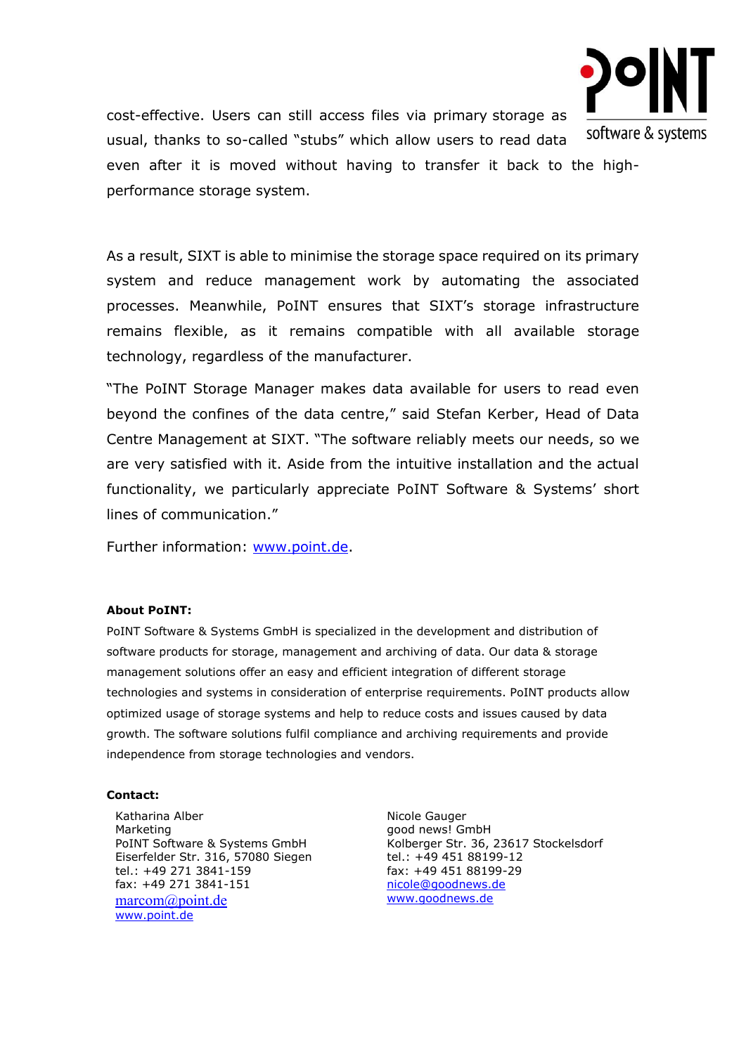cost-effective. Users can still access files via primary storage as usual, thanks to so-called "stubs" which allow users to read data even after it is moved without having to transfer it back to the high-performance storage system.

As a result, SIXT is able to minimise the storage space required on its primary system and reduce management work by automating the associated processes. Meanwhile, PoINT ensures that SIXT's storage infrastructure remains flexible, as it remains compatible with all available storage technology, regardless of the manufacturer.

"The PoINT Storage Manager makes data available for users to read even beyond the confines of the data centre," said Stefan Kerber, Head of Data Centre Management at SIXT. "The software reliably meets our needs, so we are very satisfied with it. Aside from the intuitive installation and the actual functionality, we particularly appreciate PoINT Software & Systems' short lines of communication."

Further information: [www.point.de](http://www.point.de).

**About PoINT:**

PoINT Software & Systems GmbH is specialized in the development and distribution of software products for storage, management and archiving of data. Our data & storage management solutions offer an easy and efficient integration of different storage technologies and systems in consideration of enterprise requirements. PoINT products allow optimized usage of storage systems and help to reduce costs and issues caused by data growth. The software solutions fulfil compliance and archiving requirements and provide independence from storage technologies and vendors.

**Contact:**

Katharina Alber
Marketing
PoINT Software & Systems GmbH
Eiserfelder Str. 316, 57080 Siegen
tel.: +49 271 3841-159
fax: +49 271 3841-151
[marcom@point.de](mailto:marcom@point.de)
[www.point.de](http://www.point.de)

Nicole Gauger
good news! GmbH
Kolberger Str. 36, 23617 Stockelsdorf
tel.: +49 451 88199-12
fax: +49 451 88199-29
[nicole@goodnews.de](mailto:nicole@goodnews.de)
[www.goodnews.de](http://www.goodnews.de)